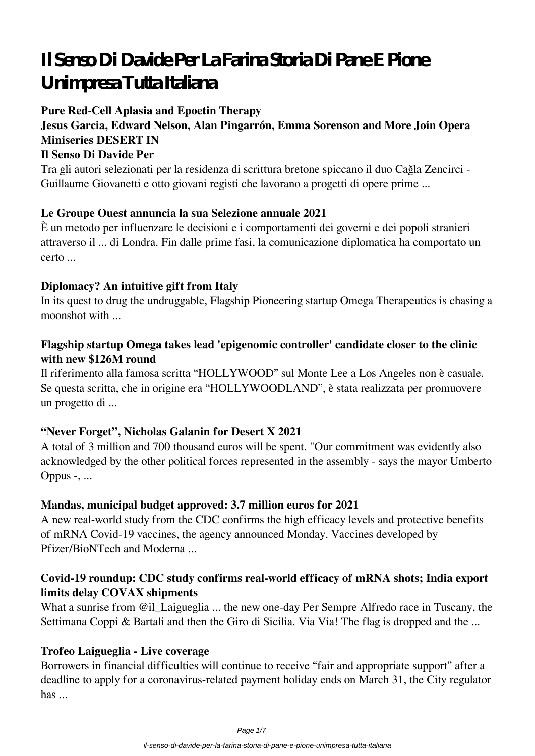# Il Senso Di Davide Per La Farina Storia Di Pane E Pione Unimpresa Tutta Italiana

**Pure Red-Cell Aplasia and Epoetin Therapy**

**Jesus Garcia, Edward Nelson, Alan Pingarrón, Emma Sorenson and More Join Opera Miniseries DESERT IN**

**Il Senso Di Davide Per**

Tra gli autori selezionati per la residenza di scrittura bretone spiccano il duo Cağla Zencirci - Guillaume Giovanetti e otto giovani registi che lavorano a progetti di opere prime ...

**Le Groupe Ouest annuncia la sua Selezione annuale 2021**

È un metodo per influenzare le decisioni e i comportamenti dei governi e dei popoli stranieri attraverso il ... di Londra. Fin dalle prime fasi, la comunicazione diplomatica ha comportato un certo ...

**Diplomacy? An intuitive gift from Italy**

In its quest to drug the undruggable, Flagship Pioneering startup Omega Therapeutics is chasing a moonshot with ...

**Flagship startup Omega takes lead 'epigenomic controller' candidate closer to the clinic with new $126M round**

Il riferimento alla famosa scritta "HOLLYWOOD" sul Monte Lee a Los Angeles non è casuale. Se questa scritta, che in origine era "HOLLYWOODLAND", è stata realizzata per promuovere un progetto di ...

**"Never Forget", Nicholas Galanin for Desert X 2021**

A total of 3 million and 700 thousand euros will be spent. "Our commitment was evidently also acknowledged by the other political forces represented in the assembly - says the mayor Umberto Oppus -, ...

**Mandas, municipal budget approved: 3.7 million euros for 2021**

A new real-world study from the CDC confirms the high efficacy levels and protective benefits of mRNA Covid-19 vaccines, the agency announced Monday. Vaccines developed by Pfizer/BioNTech and Moderna ...

**Covid-19 roundup: CDC study confirms real-world efficacy of mRNA shots; India export limits delay COVAX shipments**

What a sunrise from @il_Laigueglia ... the new one-day Per Sempre Alfredo race in Tuscany, the Settimana Coppi & Bartali and then the Giro di Sicilia. Via Via! The flag is dropped and the ...

**Trofeo Laigueglia - Live coverage**

Borrowers in financial difficulties will continue to receive "fair and appropriate support" after a deadline to apply for a coronavirus-related payment holiday ends on March 31, the City regulator has ...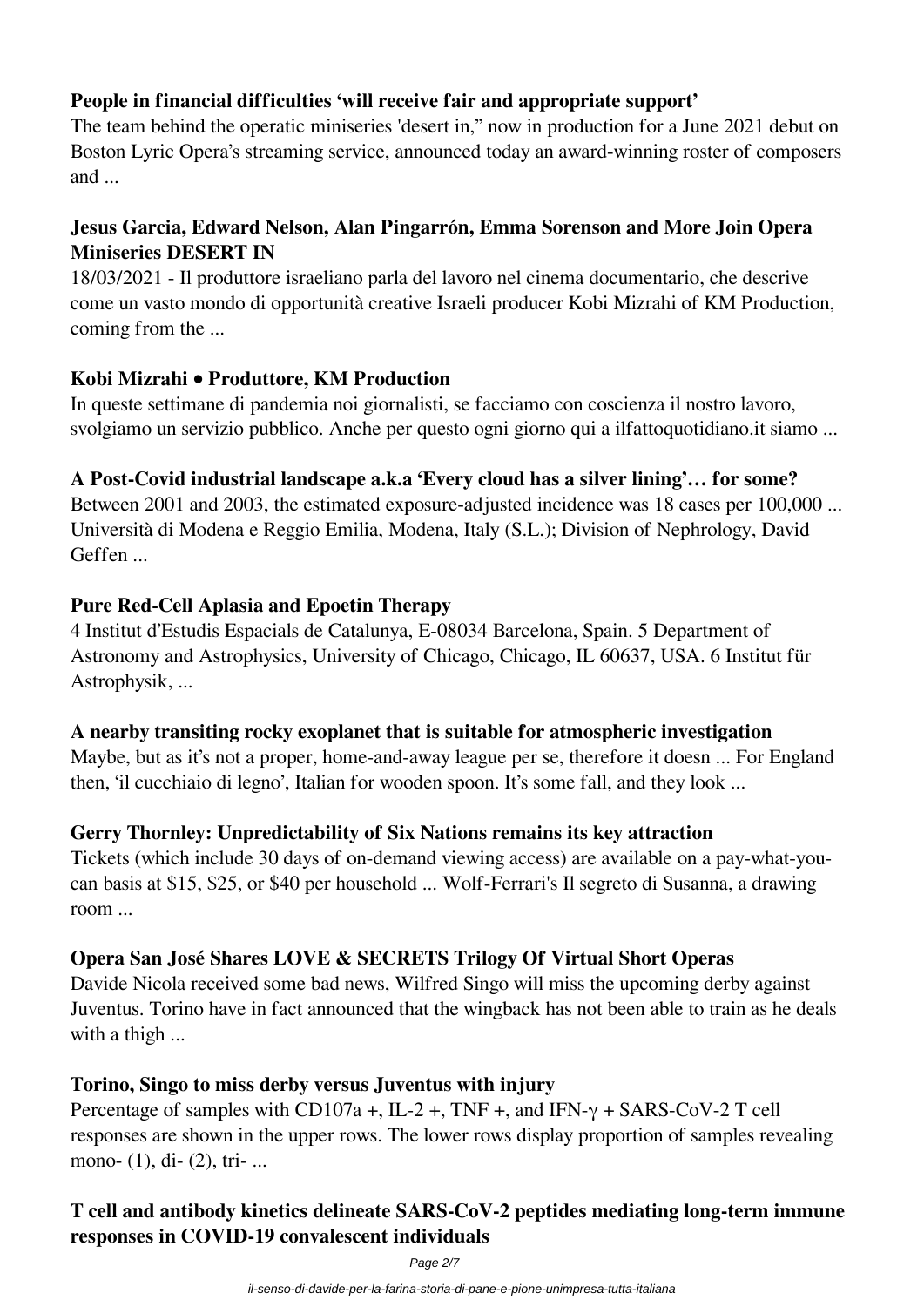### People in financial difficulties 'will receive fair and appropriate support'

The team behind the operatic miniseries 'desert in," now in production for a June 2021 debut on Boston Lyric Opera's streaming service, announced today an award-winning roster of composers and ...

### Jesus Garcia, Edward Nelson, Alan Pingarrón, Emma Sorenson and More Join Opera Miniseries DESERT IN

18/03/2021 - Il produttore israeliano parla del lavoro nel cinema documentario, che descrive come un vasto mondo di opportunità creative Israeli producer Kobi Mizrahi of KM Production, coming from the ...

### Kobi Mizrahi • Produttore, KM Production

In queste settimane di pandemia noi giornalisti, se facciamo con coscienza il nostro lavoro, svolgiamo un servizio pubblico. Anche per questo ogni giorno qui a ilfattoquotidiano.it siamo ...

### A Post-Covid industrial landscape a.k.a 'Every cloud has a silver lining'… for some?

Between 2001 and 2003, the estimated exposure-adjusted incidence was 18 cases per 100,000 ... Università di Modena e Reggio Emilia, Modena, Italy (S.L.); Division of Nephrology, David Geffen ...

### Pure Red-Cell Aplasia and Epoetin Therapy

4 Institut d'Estudis Espacials de Catalunya, E-08034 Barcelona, Spain. 5 Department of Astronomy and Astrophysics, University of Chicago, Chicago, IL 60637, USA. 6 Institut für Astrophysik, ...

### A nearby transiting rocky exoplanet that is suitable for atmospheric investigation

Maybe, but as it's not a proper, home-and-away league per se, therefore it doesn ... For England then, 'il cucchiaio di legno', Italian for wooden spoon. It's some fall, and they look ...

### Gerry Thornley: Unpredictability of Six Nations remains its key attraction

Tickets (which include 30 days of on-demand viewing access) are available on a pay-what-you-can basis at $15, $25, or $40 per household ... Wolf-Ferrari's Il segreto di Susanna, a drawing room ...

### Opera San José Shares LOVE & SECRETS Trilogy Of Virtual Short Operas

Davide Nicola received some bad news, Wilfred Singo will miss the upcoming derby against Juventus. Torino have in fact announced that the wingback has not been able to train as he deals with a thigh ...

### Torino, Singo to miss derby versus Juventus with injury

Percentage of samples with CD107a +, IL-2 +, TNF +, and IFN-γ + SARS-CoV-2 T cell responses are shown in the upper rows. The lower rows display proportion of samples revealing mono- (1), di- (2), tri- ...

### T cell and antibody kinetics delineate SARS-CoV-2 peptides mediating long-term immune responses in COVID-19 convalescent individuals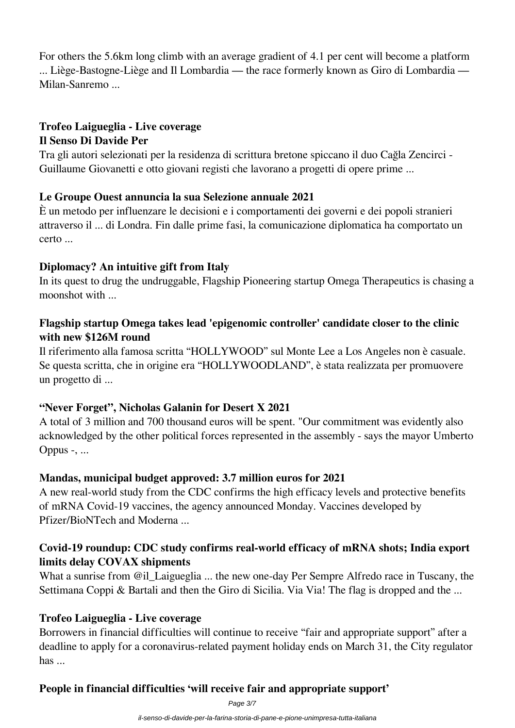For others the 5.6km long climb with an average gradient of 4.1 per cent will become a platform ... Liège-Bastogne-Liège and Il Lombardia — the race formerly known as Giro di Lombardia — Milan-Sanremo ...

### Trofeo Laigueglia - Live coverage

### Il Senso Di Davide Per

Tra gli autori selezionati per la residenza di scrittura bretone spiccano il duo Cağla Zencirci - Guillaume Giovanetti e otto giovani registi che lavorano a progetti di opere prime ...

### Le Groupe Ouest annuncia la sua Selezione annuale 2021

È un metodo per influenzare le decisioni e i comportamenti dei governi e dei popoli stranieri attraverso il ... di Londra. Fin dalle prime fasi, la comunicazione diplomatica ha comportato un certo ...

### Diplomacy? An intuitive gift from Italy

In its quest to drug the undruggable, Flagship Pioneering startup Omega Therapeutics is chasing a moonshot with ...

### Flagship startup Omega takes lead 'epigenomic controller' candidate closer to the clinic with new $126M round

Il riferimento alla famosa scritta "HOLLYWOOD" sul Monte Lee a Los Angeles non è casuale. Se questa scritta, che in origine era "HOLLYWOODLAND", è stata realizzata per promuovere un progetto di ...

### "Never Forget", Nicholas Galanin for Desert X 2021

A total of 3 million and 700 thousand euros will be spent. "Our commitment was evidently also acknowledged by the other political forces represented in the assembly - says the mayor Umberto Oppus -, ...

### Mandas, municipal budget approved: 3.7 million euros for 2021

A new real-world study from the CDC confirms the high efficacy levels and protective benefits of mRNA Covid-19 vaccines, the agency announced Monday. Vaccines developed by Pfizer/BioNTech and Moderna ...

### Covid-19 roundup: CDC study confirms real-world efficacy of mRNA shots; India export limits delay COVAX shipments

What a sunrise from @il_Laigueglia ... the new one-day Per Sempre Alfredo race in Tuscany, the Settimana Coppi & Bartali and then the Giro di Sicilia. Via Via! The flag is dropped and the ...

### Trofeo Laigueglia - Live coverage

Borrowers in financial difficulties will continue to receive "fair and appropriate support" after a deadline to apply for a coronavirus-related payment holiday ends on March 31, the City regulator has ...

### People in financial difficulties 'will receive fair and appropriate support'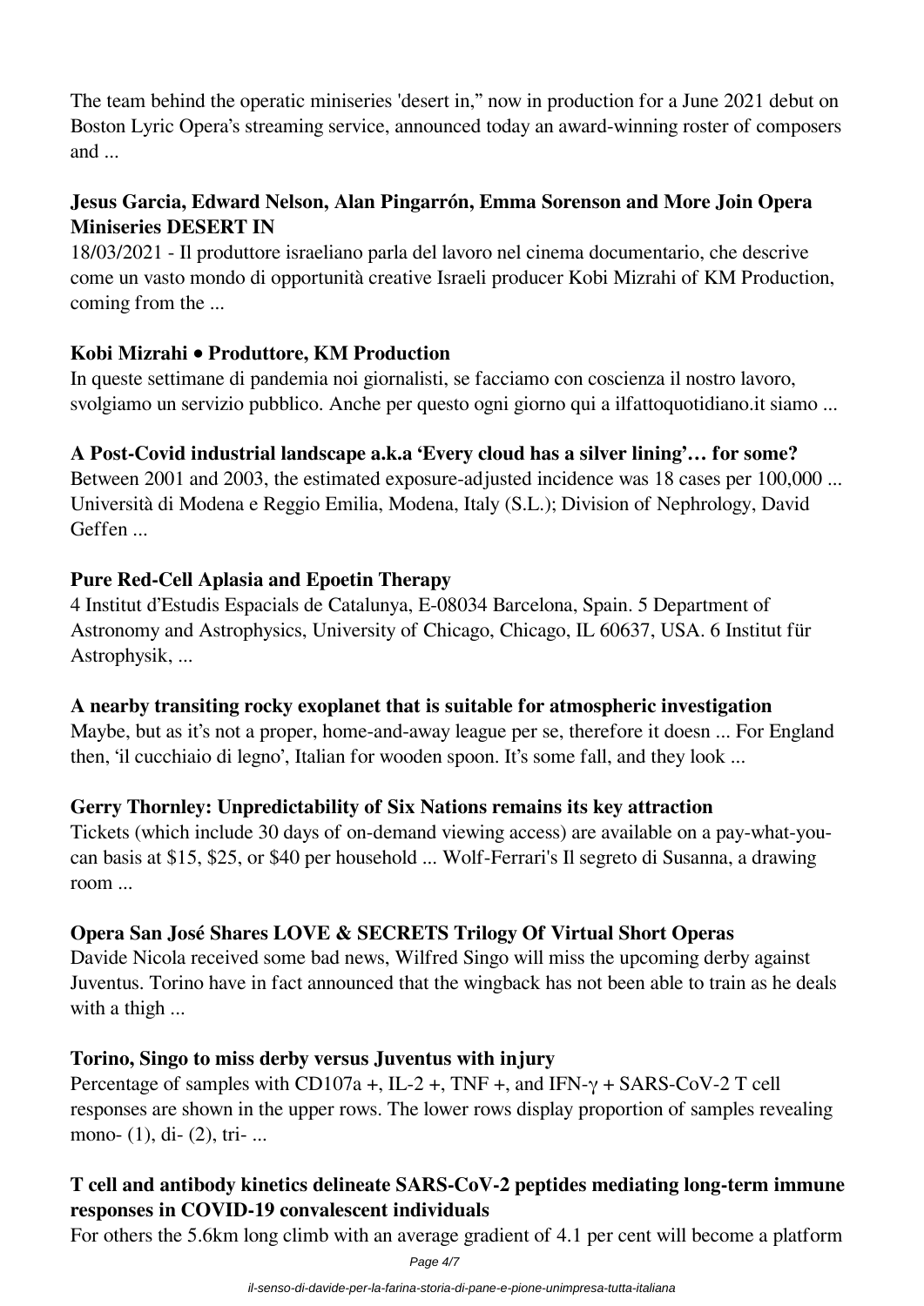The team behind the operatic miniseries 'desert in," now in production for a June 2021 debut on Boston Lyric Opera's streaming service, announced today an award-winning roster of composers and ...

**Jesus Garcia, Edward Nelson, Alan Pingarrón, Emma Sorenson and More Join Opera Miniseries DESERT IN**

18/03/2021 - Il produttore israeliano parla del lavoro nel cinema documentario, che descrive come un vasto mondo di opportunità creative Israeli producer Kobi Mizrahi of KM Production, coming from the ...

**Kobi Mizrahi • Produttore, KM Production**

In queste settimane di pandemia noi giornalisti, se facciamo con coscienza il nostro lavoro, svolgiamo un servizio pubblico. Anche per questo ogni giorno qui a ilfattoquotidiano.it siamo ...

**A Post-Covid industrial landscape a.k.a 'Every cloud has a silver lining'… for some?**

Between 2001 and 2003, the estimated exposure-adjusted incidence was 18 cases per 100,000 ... Università di Modena e Reggio Emilia, Modena, Italy (S.L.); Division of Nephrology, David Geffen ...

**Pure Red-Cell Aplasia and Epoetin Therapy**

4 Institut d'Estudis Espacials de Catalunya, E-08034 Barcelona, Spain. 5 Department of Astronomy and Astrophysics, University of Chicago, Chicago, IL 60637, USA. 6 Institut für Astrophysik, ...

**A nearby transiting rocky exoplanet that is suitable for atmospheric investigation**

Maybe, but as it's not a proper, home-and-away league per se, therefore it doesn ... For England then, 'il cucchiaio di legno', Italian for wooden spoon. It's some fall, and they look ...

**Gerry Thornley: Unpredictability of Six Nations remains its key attraction**

Tickets (which include 30 days of on-demand viewing access) are available on a pay-what-you-can basis at $15, $25, or $40 per household ... Wolf-Ferrari's Il segreto di Susanna, a drawing room ...

**Opera San José Shares LOVE & SECRETS Trilogy Of Virtual Short Operas**

Davide Nicola received some bad news, Wilfred Singo will miss the upcoming derby against Juventus. Torino have in fact announced that the wingback has not been able to train as he deals with a thigh ...

**Torino, Singo to miss derby versus Juventus with injury**

Percentage of samples with CD107a +, IL-2 +, TNF +, and IFN-$\gamma$ + SARS-CoV-2 T cell responses are shown in the upper rows. The lower rows display proportion of samples revealing mono- (1), di- (2), tri- ...

**T cell and antibody kinetics delineate SARS-CoV-2 peptides mediating long-term immune responses in COVID-19 convalescent individuals**

For others the 5.6km long climb with an average gradient of 4.1 per cent will become a platform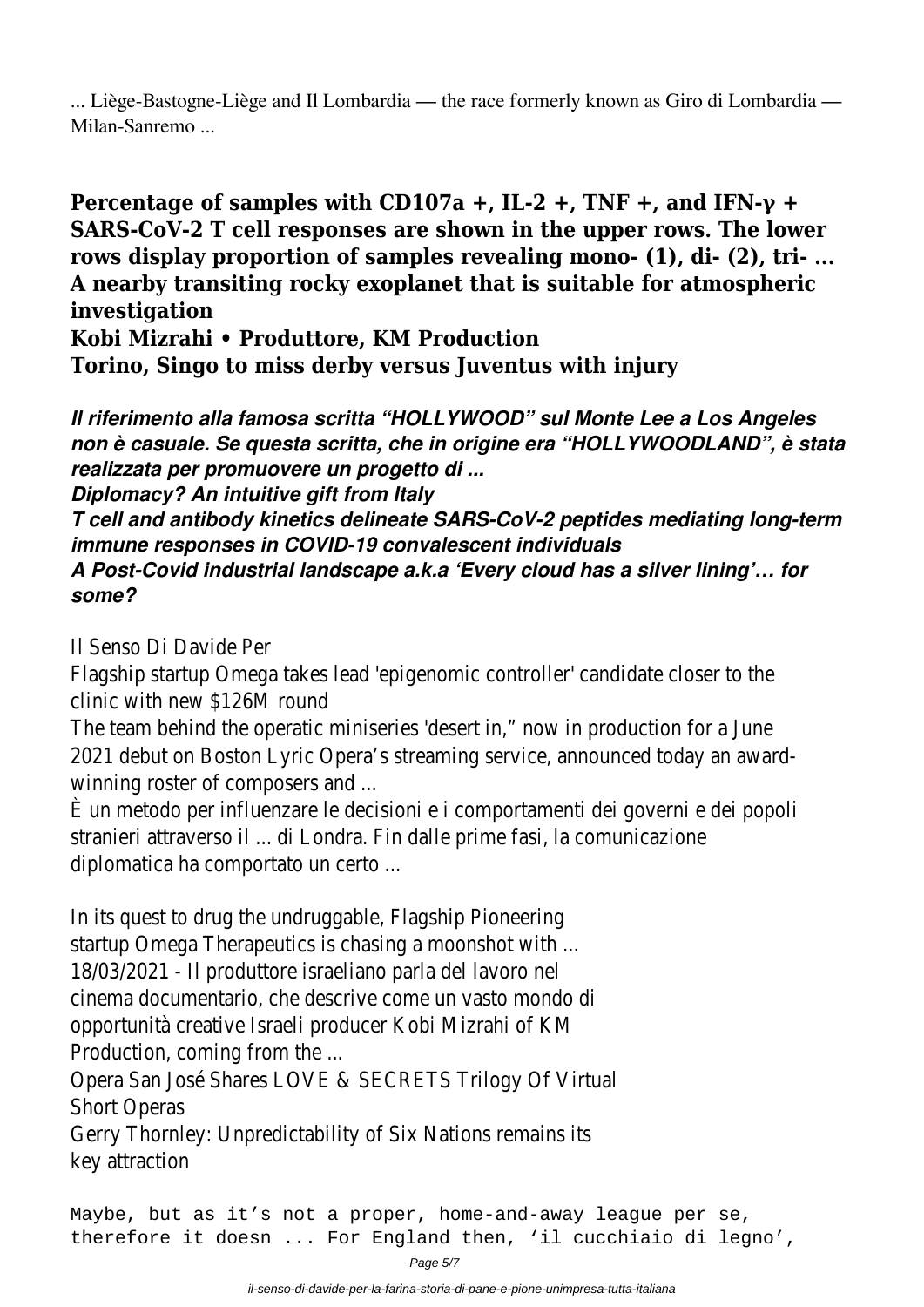... Liège-Bastogne-Liège and Il Lombardia — the race formerly known as Giro di Lombardia — Milan-Sanremo ...

**Percentage of samples with CD107a +, IL-2 +, TNF +, and IFN-γ + SARS-CoV-2 T cell responses are shown in the upper rows. The lower rows display proportion of samples revealing mono- (1), di- (2), tri- ...**
**A nearby transiting rocky exoplanet that is suitable for atmospheric investigation**
**Kobi Mizrahi • Produttore, KM Production**
**Torino, Singo to miss derby versus Juventus with injury**

***Il riferimento alla famosa scritta "HOLLYWOOD" sul Monte Lee a Los Angeles non è casuale. Se questa scritta, che in origine era "HOLLYWOODLAND", è stata realizzata per promuovere un progetto di ...***
***Diplomacy? An intuitive gift from Italy***
***T cell and antibody kinetics delineate SARS-CoV-2 peptides mediating long-term immune responses in COVID-19 convalescent individuals***
***A Post-Covid industrial landscape a.k.a 'Every cloud has a silver lining'… for some?***

Il Senso Di Davide Per
Flagship startup Omega takes lead 'epigenomic controller' candidate closer to the clinic with new $126M round
The team behind the operatic miniseries 'desert in," now in production for a June 2021 debut on Boston Lyric Opera's streaming service, announced today an award-winning roster of composers and ...
È un metodo per influenzare le decisioni e i comportamenti dei governi e dei popoli stranieri attraverso il ... di Londra. Fin dalle prime fasi, la comunicazione diplomatica ha comportato un certo ...

In its quest to drug the undruggable, Flagship Pioneering startup Omega Therapeutics is chasing a moonshot with ...
18/03/2021 - Il produttore israeliano parla del lavoro nel cinema documentario, che descrive come un vasto mondo di opportunità creative Israeli producer Kobi Mizrahi of KM Production, coming from the ...
Opera San José Shares LOVE & SECRETS Trilogy Of Virtual Short Operas
Gerry Thornley: Unpredictability of Six Nations remains its key attraction

Maybe, but as it's not a proper, home-and-away league per se, therefore it doesn ... For England then, 'il cucchiaio di legno',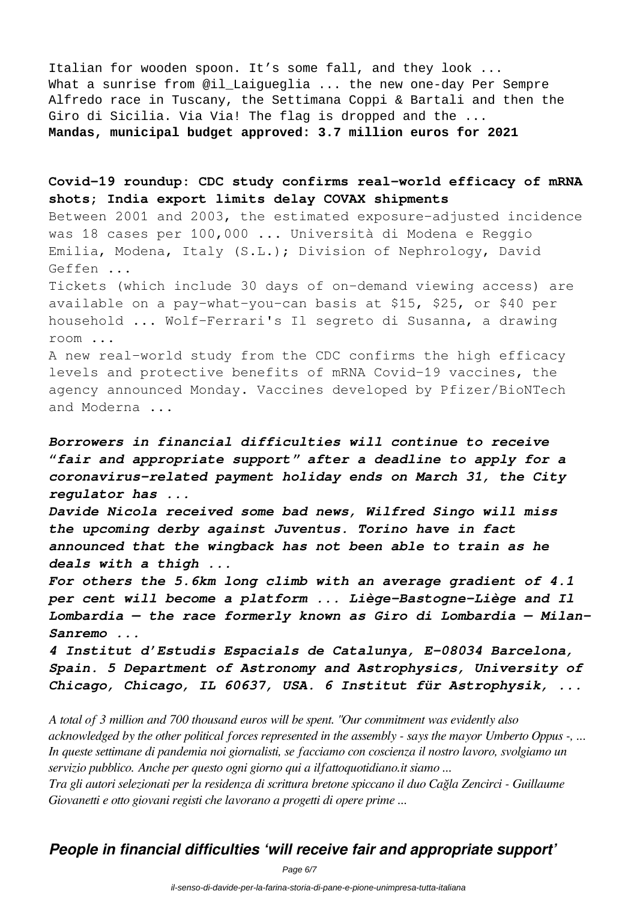Italian for wooden spoon. It’s some fall, and they look ...
What a sunrise from @il_Laigueglia ... the new one-day Per Sempre Alfredo race in Tuscany, the Settimana Coppi & Bartali and then the Giro di Sicilia. Via Via! The flag is dropped and the ...

**Mandas, municipal budget approved: 3.7 million euros for 2021**

**Covid-19 roundup: CDC study confirms real-world efficacy of mRNA shots; India export limits delay COVAX shipments**

Between 2001 and 2003, the estimated exposure-adjusted incidence was 18 cases per 100,000 ... Università di Modena e Reggio Emilia, Modena, Italy (S.L.); Division of Nephrology, David Geffen ...

Tickets (which include 30 days of on-demand viewing access) are available on a pay-what-you-can basis at $15, $25, or $40 per household ... Wolf-Ferrari's Il segreto di Susanna, a drawing room ...

A new real-world study from the CDC confirms the high efficacy levels and protective benefits of mRNA Covid-19 vaccines, the agency announced Monday. Vaccines developed by Pfizer/BioNTech and Moderna ...

***Borrowers in financial difficulties will continue to receive “fair and appropriate support” after a deadline to apply for a coronavirus-related payment holiday ends on March 31, the City regulator has ...***

***Davide Nicola received some bad news, Wilfred Singo will miss the upcoming derby against Juventus. Torino have in fact announced that the wingback has not been able to train as he deals with a thigh ...***

***For others the 5.6km long climb with an average gradient of 4.1 per cent will become a platform ... Liège-Bastogne-Liège and Il Lombardia — the race formerly known as Giro di Lombardia — Milan-Sanremo ...***

***4 Institut d’Estudis Espacials de Catalunya, E-08034 Barcelona, Spain. 5 Department of Astronomy and Astrophysics, University of Chicago, Chicago, IL 60637, USA. 6 Institut für Astrophysik, ...***

*A total of 3 million and 700 thousand euros will be spent. "Our commitment was evidently also acknowledged by the other political forces represented in the assembly - says the mayor Umberto Oppus -, ...*
*In queste settimane di pandemia noi giornalisti, se facciamo con coscienza il nostro lavoro, svolgiamo un servizio pubblico. Anche per questo ogni giorno qui a ilfattoquotidiano.it siamo ...*
*Tra gli autori selezionati per la residenza di scrittura bretone spiccano il duo Cağla Zencirci - Guillaume Giovanetti e otto giovani registi che lavorano a progetti di opere prime ...*

## *People in financial difficulties ‘will receive fair and appropriate support’*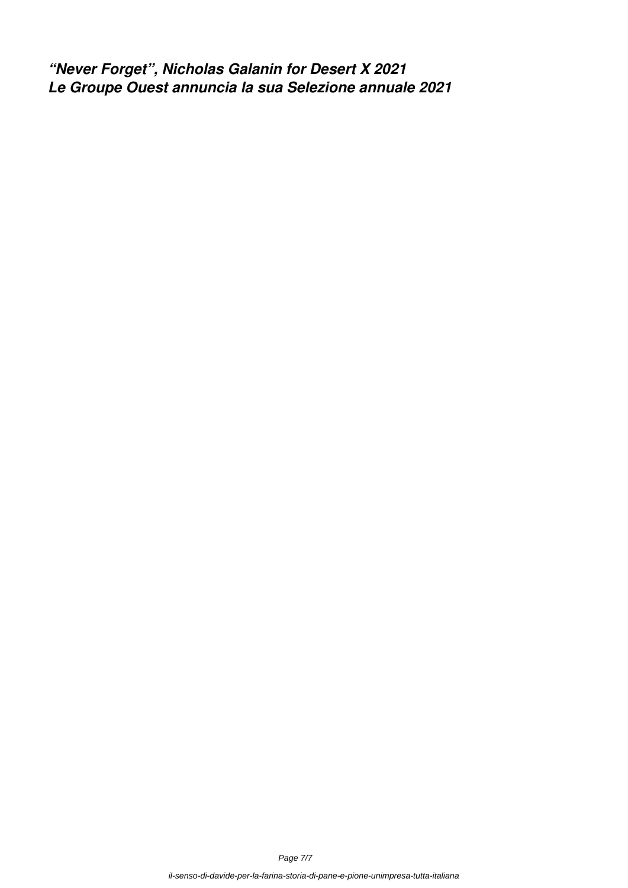***"Never Forget", Nicholas Galanin for Desert X 2021***
***Le Groupe Ouest annuncia la sua Selezione annuale 2021***